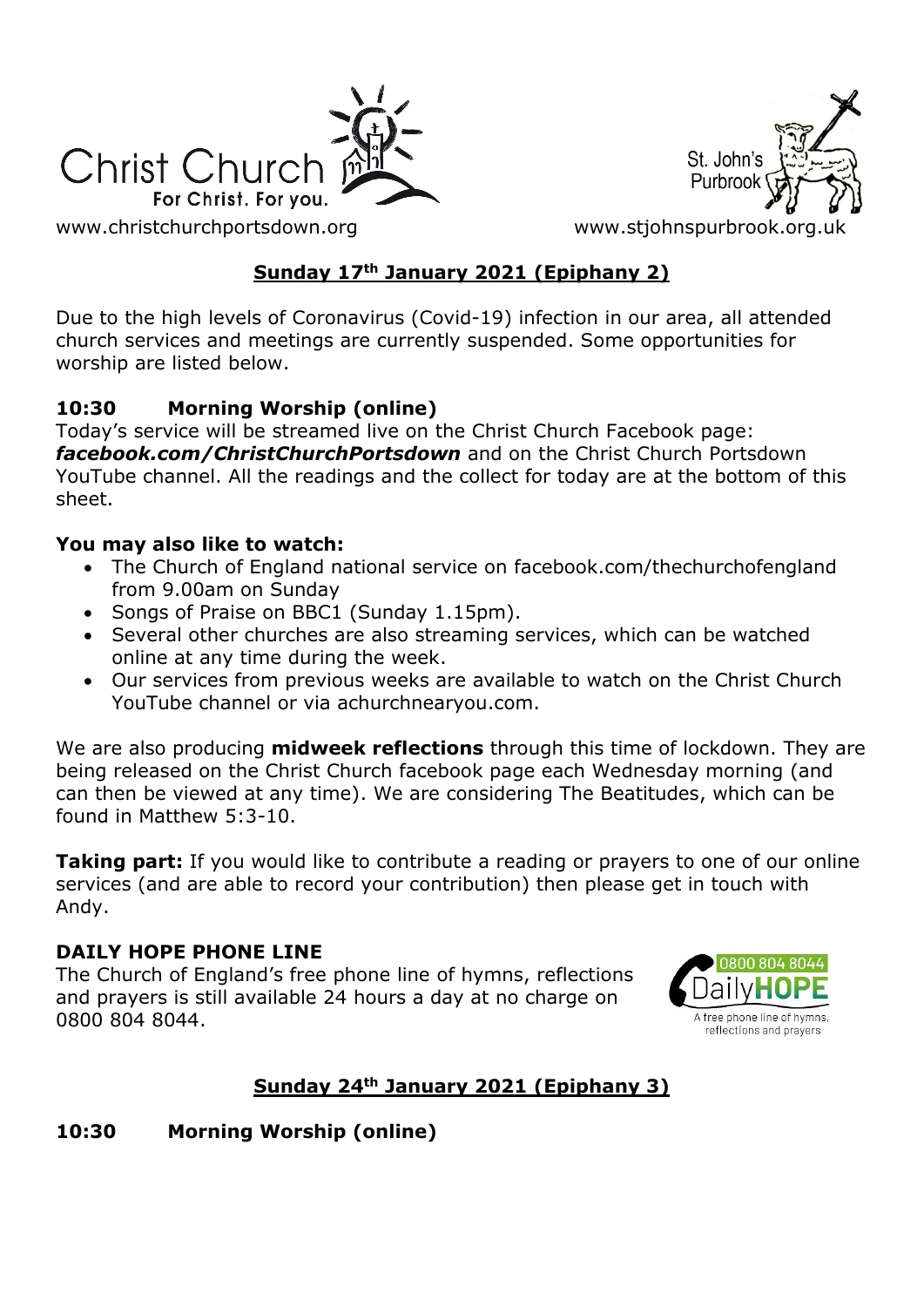Christ Church
For Christ. For you.

St. John's Purbrook

www.christchurchportsdown.org www.stjohnspurbrook.org.uk

## **Sunday 17th January 2021 (Epiphany 2)**

Due to the high levels of Coronavirus (Covid-19) infection in our area, all attended church services and meetings are currently suspended. Some opportunities for worship are listed below.

### **10:30 Morning Worship (online)**

Today's service will be streamed live on the Christ Church Facebook page: ***facebook.com/ChristChurchPortsdown*** and on the Christ Church Portsdown YouTube channel. All the readings and the collect for today are at the bottom of this sheet.

**You may also like to watch:**

- The Church of England national service on facebook.com/thechurchofengland from 9.00am on Sunday
- Songs of Praise on BBC1 (Sunday 1.15pm).
- Several other churches are also streaming services, which can be watched online at any time during the week.
- Our services from previous weeks are available to watch on the Christ Church YouTube channel or via achurchnearyou.com.

We are also producing **midweek reflections** through this time of lockdown. They are being released on the Christ Church facebook page each Wednesday morning (and can then be viewed at any time). We are considering The Beatitudes, which can be found in Matthew 5:3-10.

**Taking part:** If you would like to contribute a reading or prayers to one of our online services (and are able to record your contribution) then please get in touch with Andy.

### **DAILY HOPE PHONE LINE**

The Church of England's free phone line of hymns, reflections and prayers is still available 24 hours a day at no charge on 0800 804 8044.

0800 804 8044 DailyHOPE
A free phone line of hymns, reflections and prayers

## **Sunday 24th January 2021 (Epiphany 3)**

### **10:30 Morning Worship (online)**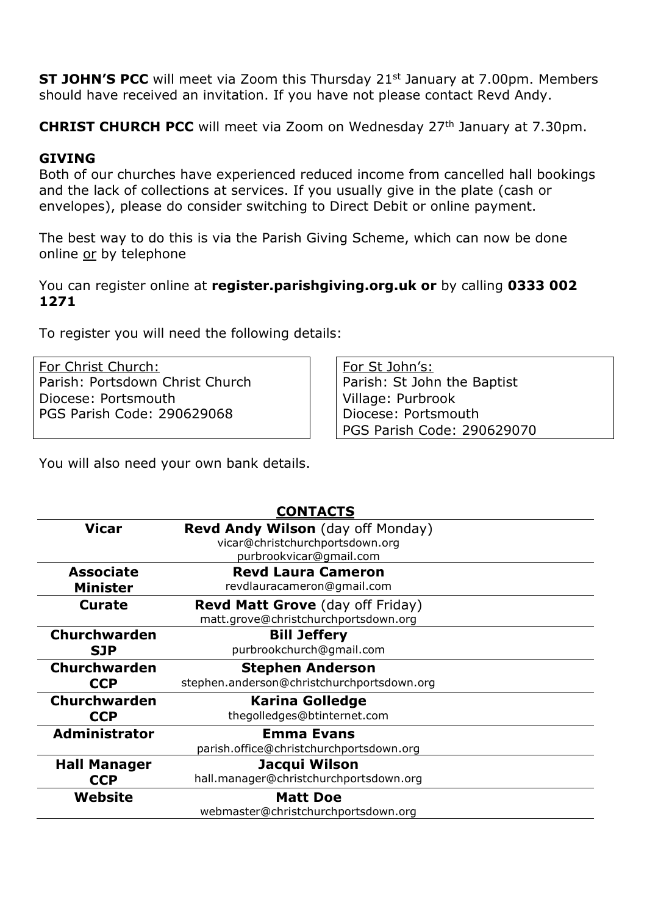**ST JOHN'S PCC** will meet via Zoom this Thursday 21st January at 7.00pm. Members should have received an invitation. If you have not please contact Revd Andy.

**CHRIST CHURCH PCC** will meet via Zoom on Wednesday 27th January at 7.30pm.

**GIVING**

Both of our churches have experienced reduced income from cancelled hall bookings and the lack of collections at services. If you usually give in the plate (cash or envelopes), please do consider switching to Direct Debit or online payment.

The best way to do this is via the Parish Giving Scheme, which can now be done online or by telephone

You can register online at **register.parishgiving.org.uk or** by calling **0333 002 1271**

To register you will need the following details:

| For Christ Church: | For St John's: |
|---|---|
| Parish: Portsdown Christ Church | Parish: St John the Baptist |
| Diocese: Portsmouth | Village: Purbrook |
| PGS Parish Code: 290629068 | Diocese: Portsmouth |
| | PGS Parish Code: 290629070 |

You will also need your own bank details.

**CONTACTS**

| | |
|---|---|
| **Vicar** | **Revd Andy Wilson** (day off Monday) vicar@christchurchportsdown.org purbrookvicar@gmail.com |
| **Associate Minister** | **Revd Laura Cameron** revdlauracameron@gmail.com |
| **Curate** | **Revd Matt Grove** (day off Friday) matt.grove@christchurchportsdown.org |
| **Churchwarden SJP** | **Bill Jeffery** purbrookchurch@gmail.com |
| **Churchwarden CCP** | **Stephen Anderson** stephen.anderson@christchurchportsdown.org |
| **Churchwarden CCP** | **Karina Golledge** thegolledges@btinternet.com |
| **Administrator** | **Emma Evans** parish.office@christchurchportsdown.org |
| **Hall Manager CCP** | **Jacqui Wilson** hall.manager@christchurchportsdown.org |
| **Website** | **Matt Doe** webmaster@christchurchportsdown.org |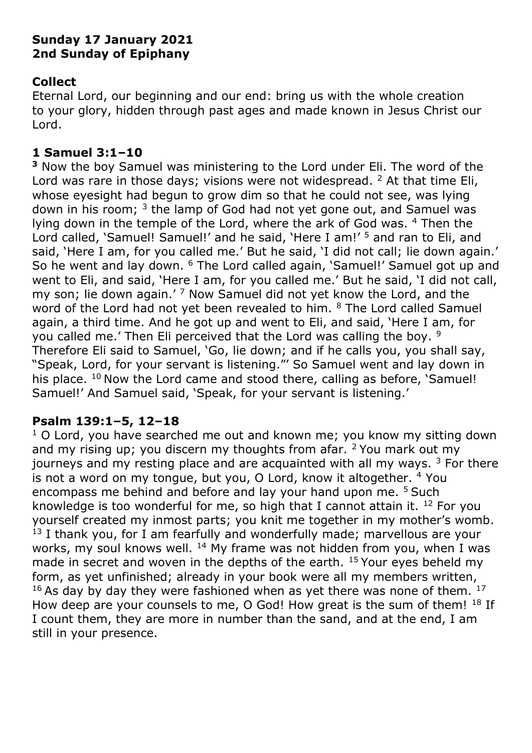**Sunday 17 January 2021**
**2nd Sunday of Epiphany**

## Collect

Eternal Lord, our beginning and our end: bring us with the whole creation to your glory, hidden through past ages and made known in Jesus Christ our Lord.

## 1 Samuel 3:1–10

**3** Now the boy Samuel was ministering to the Lord under Eli. The word of the Lord was rare in those days; visions were not widespread. [2] At that time Eli, whose eyesight had begun to grow dim so that he could not see, was lying down in his room; [3] the lamp of God had not yet gone out, and Samuel was lying down in the temple of the Lord, where the ark of God was. [4] Then the Lord called, 'Samuel! Samuel!' and he said, 'Here I am!' [5] and ran to Eli, and said, 'Here I am, for you called me.' But he said, 'I did not call; lie down again.' So he went and lay down. [6] The Lord called again, 'Samuel!' Samuel got up and went to Eli, and said, 'Here I am, for you called me.' But he said, 'I did not call, my son; lie down again.' [7] Now Samuel did not yet know the Lord, and the word of the Lord had not yet been revealed to him. [8] The Lord called Samuel again, a third time. And he got up and went to Eli, and said, 'Here I am, for you called me.' Then Eli perceived that the Lord was calling the boy. [9] Therefore Eli said to Samuel, 'Go, lie down; and if he calls you, you shall say, "Speak, Lord, for your servant is listening."' So Samuel went and lay down in his place. [10] Now the Lord came and stood there, calling as before, 'Samuel! Samuel!' And Samuel said, 'Speak, for your servant is listening.'

## Psalm 139:1–5, 12–18

[1] O Lord, you have searched me out and known me; you know my sitting down and my rising up; you discern my thoughts from afar. [2] You mark out my journeys and my resting place and are acquainted with all my ways. [3] For there is not a word on my tongue, but you, O Lord, know it altogether. [4] You encompass me behind and before and lay your hand upon me. [5] Such knowledge is too wonderful for me, so high that I cannot attain it. [12] For you yourself created my inmost parts; you knit me together in my mother's womb. [13] I thank you, for I am fearfully and wonderfully made; marvellous are your works, my soul knows well. [14] My frame was not hidden from you, when I was made in secret and woven in the depths of the earth. [15] Your eyes beheld my form, as yet unfinished; already in your book were all my members written, [16] As day by day they were fashioned when as yet there was none of them. [17] How deep are your counsels to me, O God! How great is the sum of them! [18] If I count them, they are more in number than the sand, and at the end, I am still in your presence.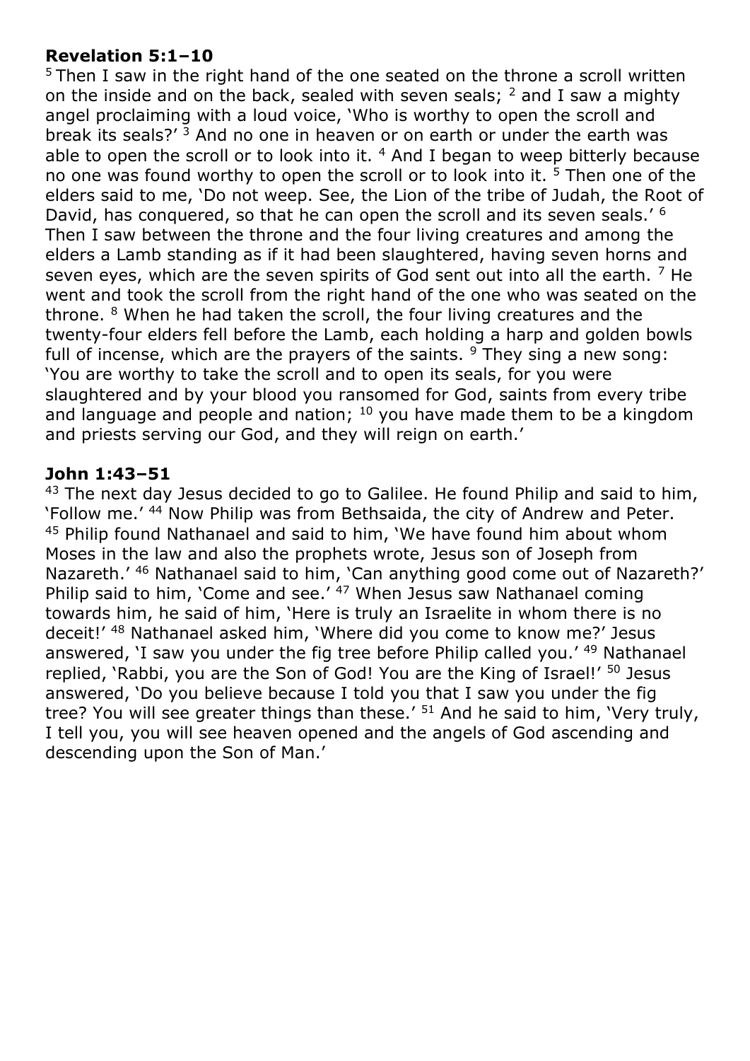**Revelation 5:1–10**

[5] Then I saw in the right hand of the one seated on the throne a scroll written on the inside and on the back, sealed with seven seals; [2] and I saw a mighty angel proclaiming with a loud voice, 'Who is worthy to open the scroll and break its seals?' [3] And no one in heaven or on earth or under the earth was able to open the scroll or to look into it. [4] And I began to weep bitterly because no one was found worthy to open the scroll or to look into it. [5] Then one of the elders said to me, 'Do not weep. See, the Lion of the tribe of Judah, the Root of David, has conquered, so that he can open the scroll and its seven seals.' [6] Then I saw between the throne and the four living creatures and among the elders a Lamb standing as if it had been slaughtered, having seven horns and seven eyes, which are the seven spirits of God sent out into all the earth. [7] He went and took the scroll from the right hand of the one who was seated on the throne. [8] When he had taken the scroll, the four living creatures and the twenty-four elders fell before the Lamb, each holding a harp and golden bowls full of incense, which are the prayers of the saints. [9] They sing a new song: 'You are worthy to take the scroll and to open its seals, for you were slaughtered and by your blood you ransomed for God, saints from every tribe and language and people and nation; [10] you have made them to be a kingdom and priests serving our God, and they will reign on earth.'

**John 1:43–51**

[43] The next day Jesus decided to go to Galilee. He found Philip and said to him, 'Follow me.' [44] Now Philip was from Bethsaida, the city of Andrew and Peter. [45] Philip found Nathanael and said to him, 'We have found him about whom Moses in the law and also the prophets wrote, Jesus son of Joseph from Nazareth.' [46] Nathanael said to him, 'Can anything good come out of Nazareth?' Philip said to him, 'Come and see.' [47] When Jesus saw Nathanael coming towards him, he said of him, 'Here is truly an Israelite in whom there is no deceit!' [48] Nathanael asked him, 'Where did you come to know me?' Jesus answered, 'I saw you under the fig tree before Philip called you.' [49] Nathanael replied, 'Rabbi, you are the Son of God! You are the King of Israel!' [50] Jesus answered, 'Do you believe because I told you that I saw you under the fig tree? You will see greater things than these.' [51] And he said to him, 'Very truly, I tell you, you will see heaven opened and the angels of God ascending and descending upon the Son of Man.'